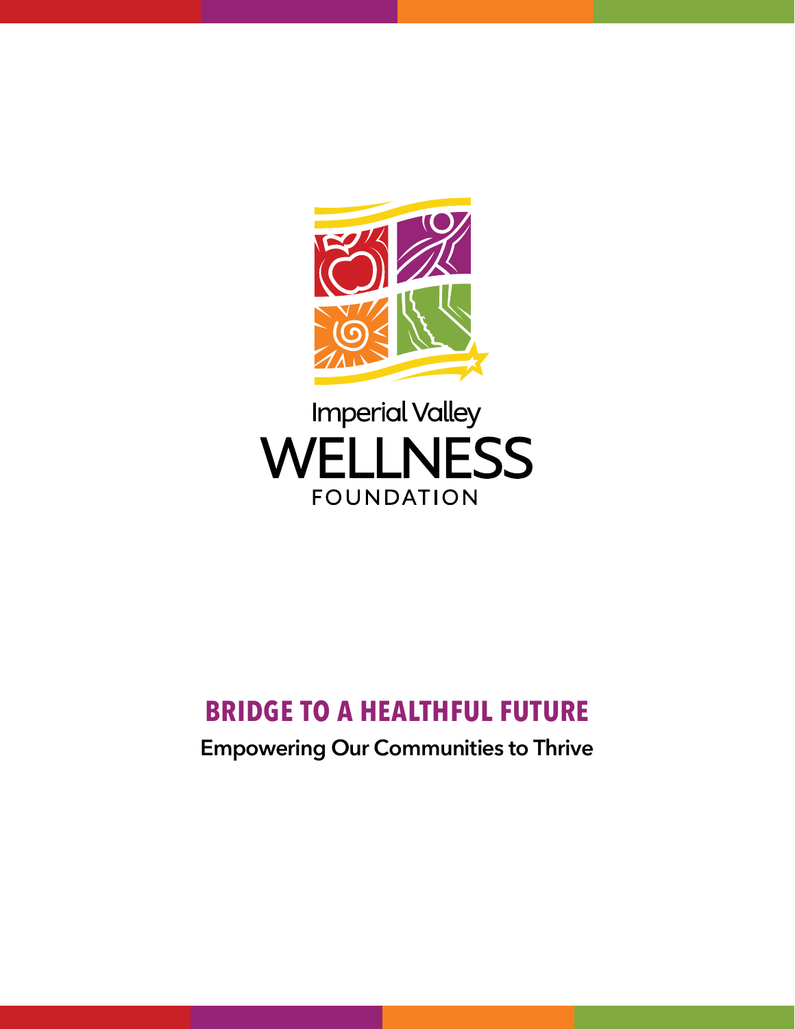Imperial Valley

WELLNESS

FOUNDATION

# BRIDGE TO A HEALTHFUL FUTURE

**Empowering Our Communities to Thrive**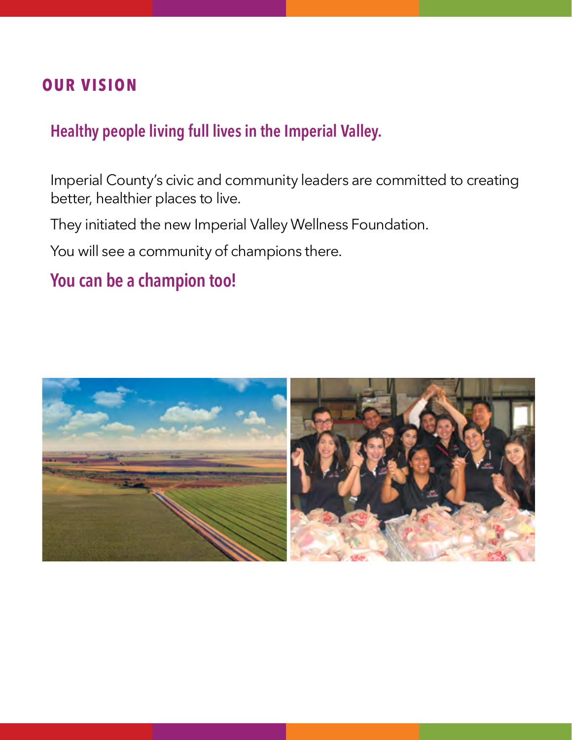## OUR VISION

### Healthy people living full lives in the Imperial Valley.

Imperial County's civic and community leaders are committed to creating better, healthier places to live.

They initiated the new Imperial Valley Wellness Foundation.

You will see a community of champions there.

### You can be a champion too!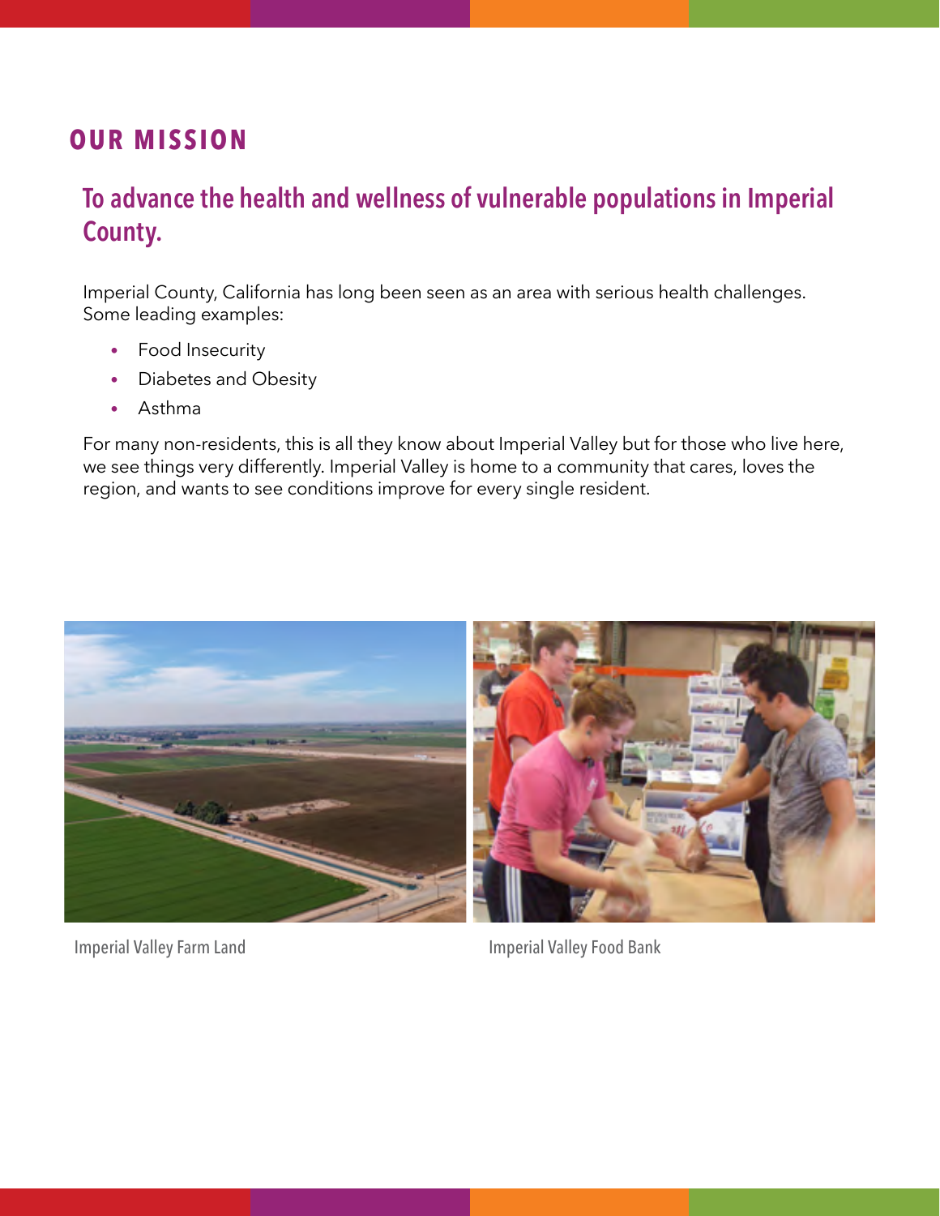# OUR MISSION

## To advance the health and wellness of vulnerable populations in Imperial County.

Imperial County, California has long been seen as an area with serious health challenges. Some leading examples:

- Food Insecurity
- Diabetes and Obesity
- Asthma

For many non-residents, this is all they know about Imperial Valley but for those who live here, we see things very differently. Imperial Valley is home to a community that cares, loves the region, and wants to see conditions improve for every single resident.

Imperial Valley Farm Land

Imperial Valley Food Bank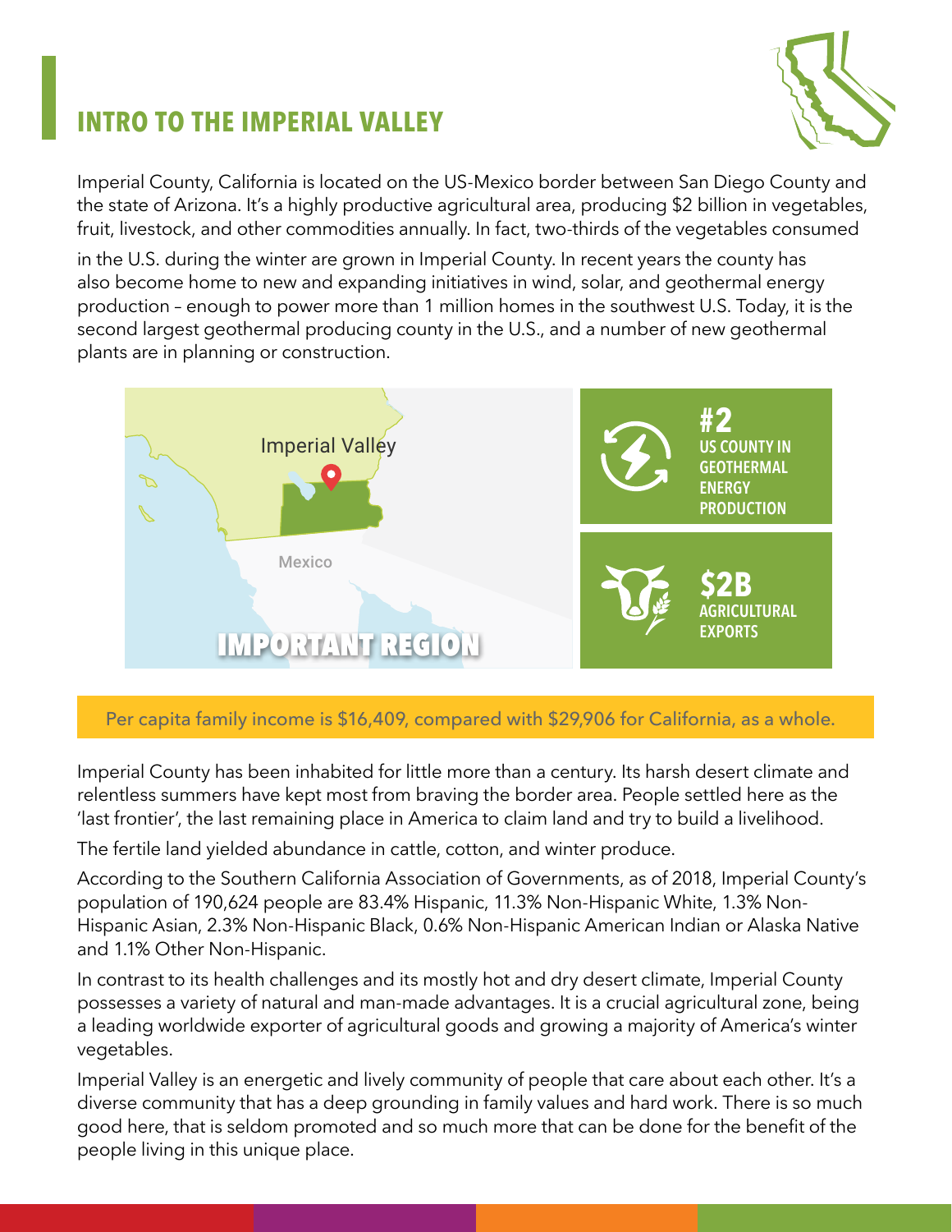# INTRO TO THE IMPERIAL VALLEY

Imperial County, California is located on the US-Mexico border between San Diego County and the state of Arizona. It's a highly productive agricultural area, producing $2 billion in vegetables, fruit, livestock, and other commodities annually. In fact, two-thirds of the vegetables consumed in the U.S. during the winter are grown in Imperial County. In recent years the county has also become home to new and expanding initiatives in wind, solar, and geothermal energy production – enough to power more than 1 million homes in the southwest U.S. Today, it is the second largest geothermal producing county in the U.S., and a number of new geothermal plants are in planning or construction.

Imperial Valley

Mexico

**IMPORTANT REGION**

**#2**
**US COUNTY IN GEOTHERMAL ENERGY PRODUCTION**

**$2B**
**AGRICULTURAL EXPORTS**

Per capita family income is $16,409, compared with $29,906 for California, as a whole.

Imperial County has been inhabited for little more than a century. Its harsh desert climate and relentless summers have kept most from braving the border area. People settled here as the 'last frontier', the last remaining place in America to claim land and try to build a livelihood.

The fertile land yielded abundance in cattle, cotton, and winter produce.

According to the Southern California Association of Governments, as of 2018, Imperial County's population of 190,624 people are 83.4% Hispanic, 11.3% Non-Hispanic White, 1.3% Non-Hispanic Asian, 2.3% Non-Hispanic Black, 0.6% Non-Hispanic American Indian or Alaska Native and 1.1% Other Non-Hispanic.

In contrast to its health challenges and its mostly hot and dry desert climate, Imperial County possesses a variety of natural and man-made advantages. It is a crucial agricultural zone, being a leading worldwide exporter of agricultural goods and growing a majority of America's winter vegetables.

Imperial Valley is an energetic and lively community of people that care about each other. It's a diverse community that has a deep grounding in family values and hard work. There is so much good here, that is seldom promoted and so much more that can be done for the benefit of the people living in this unique place.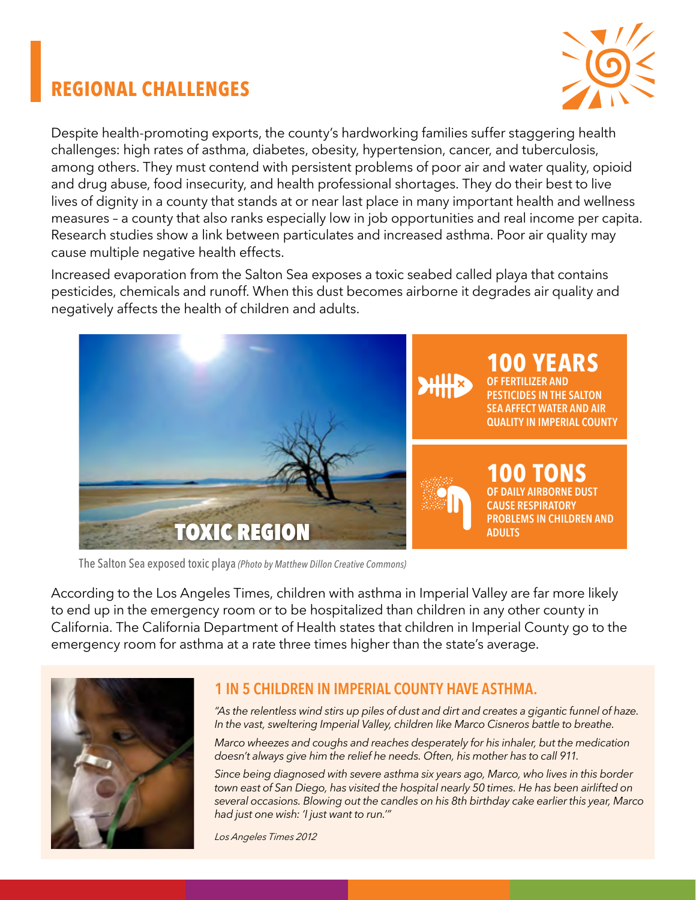## REGIONAL CHALLENGES

Despite health-promoting exports, the county's hardworking families suffer staggering health challenges: high rates of asthma, diabetes, obesity, hypertension, cancer, and tuberculosis, among others. They must contend with persistent problems of poor air and water quality, opioid and drug abuse, food insecurity, and health professional shortages. They do their best to live lives of dignity in a county that stands at or near last place in many important health and wellness measures – a county that also ranks especially low in job opportunities and real income per capita. Research studies show a link between particulates and increased asthma. Poor air quality may cause multiple negative health effects.

Increased evaporation from the Salton Sea exposes a toxic seabed called playa that contains pesticides, chemicals and runoff. When this dust becomes airborne it degrades air quality and negatively affects the health of children and adults.

TOXIC REGION

The Salton Sea exposed toxic playa *(Photo by Matthew Dillon Creative Commons)*

**100 YEARS** OF FERTILIZER AND PESTICIDES IN THE SALTON SEA AFFECT WATER AND AIR QUALITY IN IMPERIAL COUNTY

**100 TONS** OF DAILY AIRBORNE DUST CAUSE RESPIRATORY PROBLEMS IN CHILDREN AND ADULTS

According to the Los Angeles Times, children with asthma in Imperial Valley are far more likely to end up in the emergency room or to be hospitalized than children in any other county in California. The California Department of Health states that children in Imperial County go to the emergency room for asthma at a rate three times higher than the state's average.

### 1 IN 5 CHILDREN IN IMPERIAL COUNTY HAVE ASTHMA.

*"As the relentless wind stirs up piles of dust and dirt and creates a gigantic funnel of haze. In the vast, sweltering Imperial Valley, children like Marco Cisneros battle to breathe.*

*Marco wheezes and coughs and reaches desperately for his inhaler, but the medication doesn't always give him the relief he needs. Often, his mother has to call 911.*

*Since being diagnosed with severe asthma six years ago, Marco, who lives in this border town east of San Diego, has visited the hospital nearly 50 times. He has been airlifted on several occasions. Blowing out the candles on his 8th birthday cake earlier this year, Marco had just one wish: 'I just want to run.'"*

*Los Angeles Times 2012*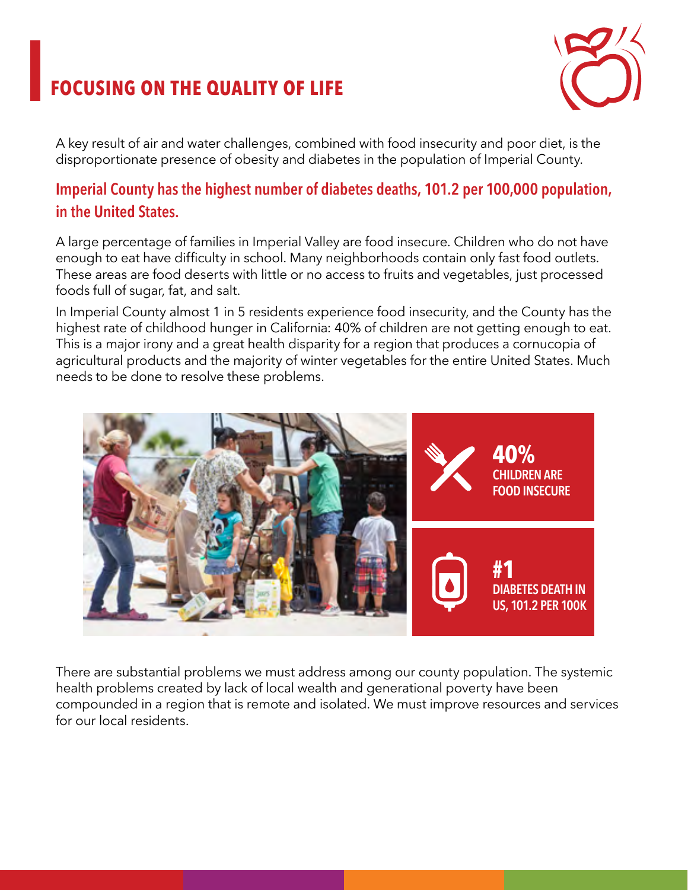# FOCUSING ON THE QUALITY OF LIFE

A key result of air and water challenges, combined with food insecurity and poor diet, is the disproportionate presence of obesity and diabetes in the population of Imperial County.

## Imperial County has the highest number of diabetes deaths, 101.2 per 100,000 population, in the United States.

A large percentage of families in Imperial Valley are food insecure. Children who do not have enough to eat have difficulty in school. Many neighborhoods contain only fast food outlets. These areas are food deserts with little or no access to fruits and vegetables, just processed foods full of sugar, fat, and salt.

In Imperial County almost 1 in 5 residents experience food insecurity, and the County has the highest rate of childhood hunger in California: 40% of children are not getting enough to eat. This is a major irony and a great health disparity for a region that produces a cornucopia of agricultural products and the majority of winter vegetables for the entire United States. Much needs to be done to resolve these problems.

**40%**
**CHILDREN ARE FOOD INSECURE**

**#1**
**DIABETES DEATH IN US, 101.2 PER 100K**

There are substantial problems we must address among our county population. The systemic health problems created by lack of local wealth and generational poverty have been compounded in a region that is remote and isolated. We must improve resources and services for our local residents.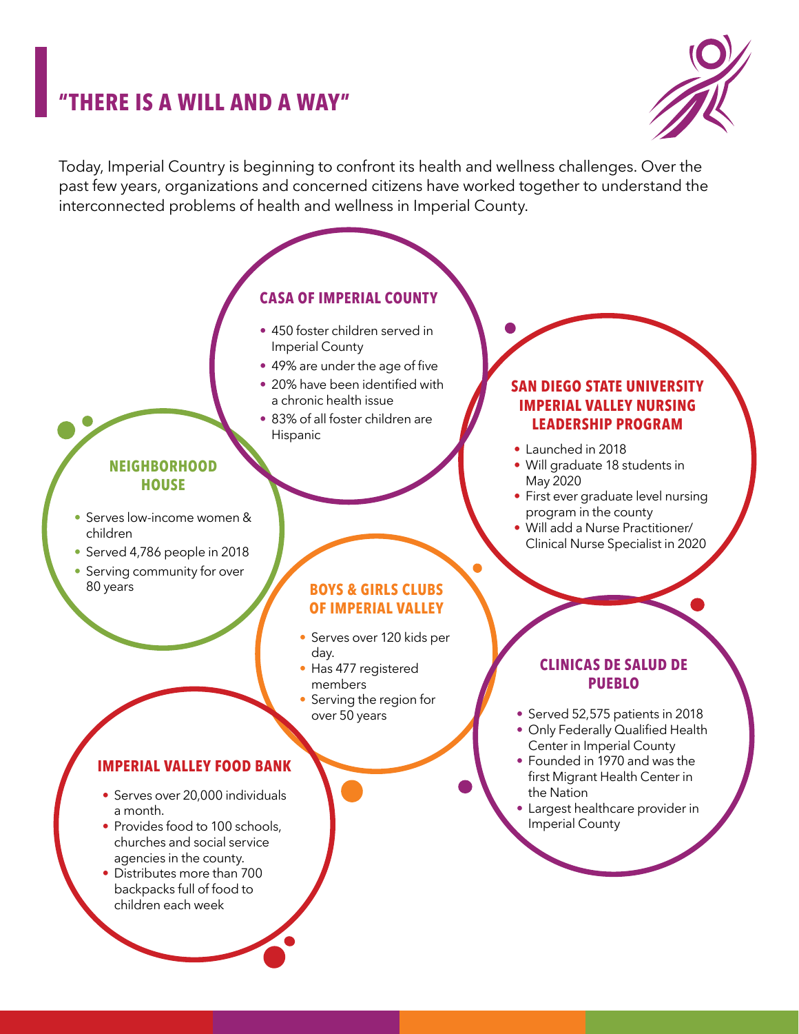# "THERE IS A WILL AND A WAY"

Today, Imperial Country is beginning to confront its health and wellness challenges. Over the past few years, organizations and concerned citizens have worked together to understand the interconnected problems of health and wellness in Imperial County.

### CASA OF IMPERIAL COUNTY

- 450 foster children served in Imperial County
- 49% are under the age of five
- 20% have been identified with a chronic health issue
- 83% of all foster children are Hispanic

### SAN DIEGO STATE UNIVERSITY IMPERIAL VALLEY NURSING LEADERSHIP PROGRAM

- Launched in 2018
- Will graduate 18 students in May 2020
- First ever graduate level nursing program in the county
- Will add a Nurse Practitioner/ Clinical Nurse Specialist in 2020

### NEIGHBORHOOD HOUSE

- Serves low-income women & children
- Served 4,786 people in 2018
- Serving community for over 80 years

### BOYS & GIRLS CLUBS OF IMPERIAL VALLEY

- Serves over 120 kids per day.
- Has 477 registered members
- Serving the region for over 50 years

### CLINICAS DE SALUD DE PUEBLO

- Served 52,575 patients in 2018
- Only Federally Qualified Health Center in Imperial County
- Founded in 1970 and was the first Migrant Health Center in the Nation
- Largest healthcare provider in Imperial County

### IMPERIAL VALLEY FOOD BANK

- Serves over 20,000 individuals a month.
- Provides food to 100 schools, churches and social service agencies in the county.
- Distributes more than 700 backpacks full of food to children each week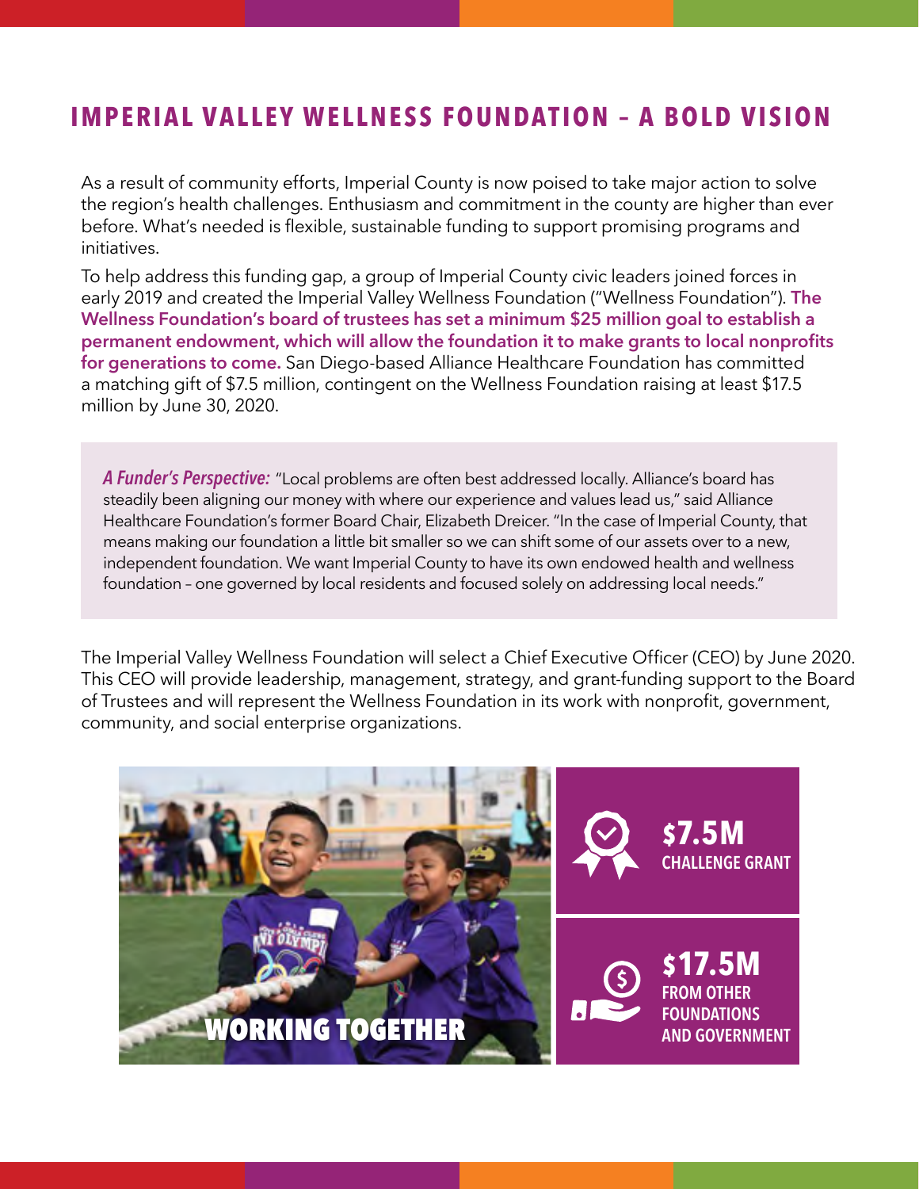## IMPERIAL VALLEY WELLNESS FOUNDATION – A BOLD VISION

As a result of community efforts, Imperial County is now poised to take major action to solve the region's health challenges. Enthusiasm and commitment in the county are higher than ever before. What's needed is flexible, sustainable funding to support promising programs and initiatives.

To help address this funding gap, a group of Imperial County civic leaders joined forces in early 2019 and created the Imperial Valley Wellness Foundation ("Wellness Foundation"). **The Wellness Foundation's board of trustees has set a minimum $25 million goal to establish a permanent endowment, which will allow the foundation it to make grants to local nonprofits for generations to come.** San Diego-based Alliance Healthcare Foundation has committed a matching gift of $7.5 million, contingent on the Wellness Foundation raising at least $17.5 million by June 30, 2020.

> ***A Funder's Perspective:*** "Local problems are often best addressed locally. Alliance's board has steadily been aligning our money with where our experience and values lead us," said Alliance Healthcare Foundation's former Board Chair, Elizabeth Dreicer. "In the case of Imperial County, that means making our foundation a little bit smaller so we can shift some of our assets over to a new, independent foundation. We want Imperial County to have its own endowed health and wellness foundation – one governed by local residents and focused solely on addressing local needs."

The Imperial Valley Wellness Foundation will select a Chief Executive Officer (CEO) by June 2020. This CEO will provide leadership, management, strategy, and grant-funding support to the Board of Trustees and will represent the Wellness Foundation in its work with nonprofit, government, community, and social enterprise organizations.

**WORKING TOGETHER**

**$7.5M**
**CHALLENGE GRANT**

**$17.5M**
**FROM OTHER FOUNDATIONS AND GOVERNMENT**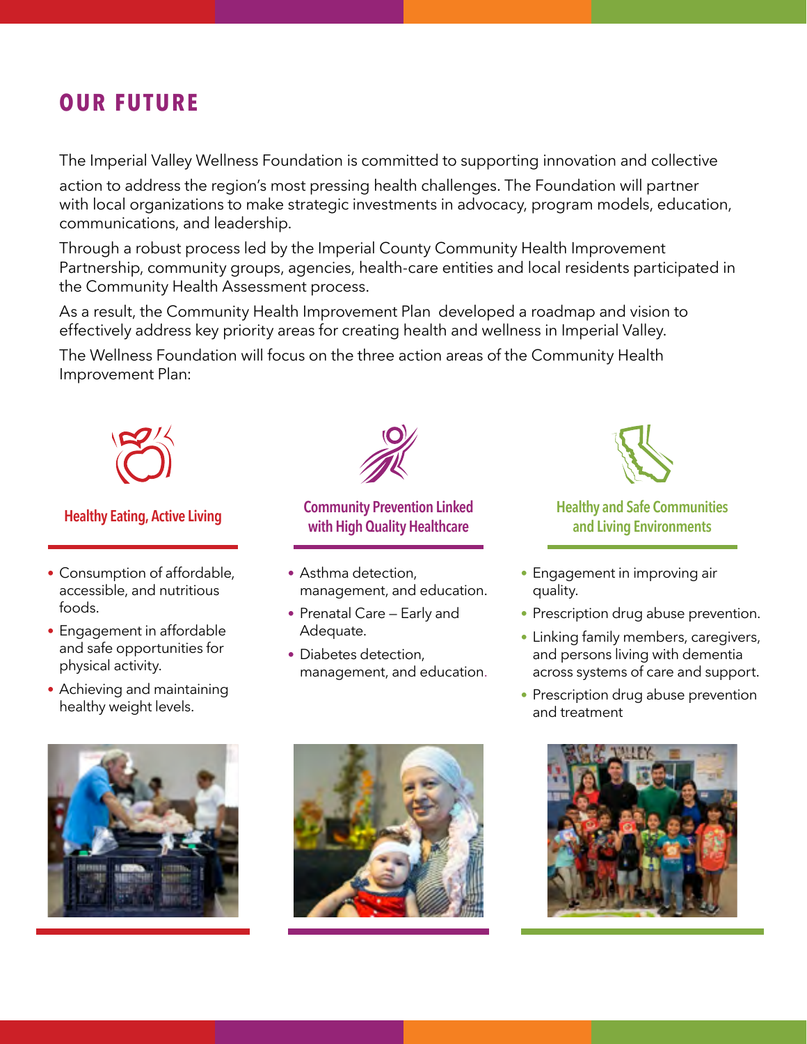## OUR FUTURE

The Imperial Valley Wellness Foundation is committed to supporting innovation and collective action to address the region's most pressing health challenges. The Foundation will partner with local organizations to make strategic investments in advocacy, program models, education, communications, and leadership.

Through a robust process led by the Imperial County Community Health Improvement Partnership, community groups, agencies, health-care entities and local residents participated in the Community Health Assessment process.

As a result, the Community Health Improvement Plan developed a roadmap and vision to effectively address key priority areas for creating health and wellness in Imperial Valley.

The Wellness Foundation will focus on the three action areas of the Community Health Improvement Plan:

### Healthy Eating, Active Living

- Consumption of affordable, accessible, and nutritious foods.
- Engagement in affordable and safe opportunities for physical activity.
- Achieving and maintaining healthy weight levels.

### Community Prevention Linked with High Quality Healthcare

- Asthma detection, management, and education.
- Prenatal Care – Early and Adequate.
- Diabetes detection, management, and education.

### Healthy and Safe Communities and Living Environments

- Engagement in improving air quality.
- Prescription drug abuse prevention.
- Linking family members, caregivers, and persons living with dementia across systems of care and support.
- Prescription drug abuse prevention and treatment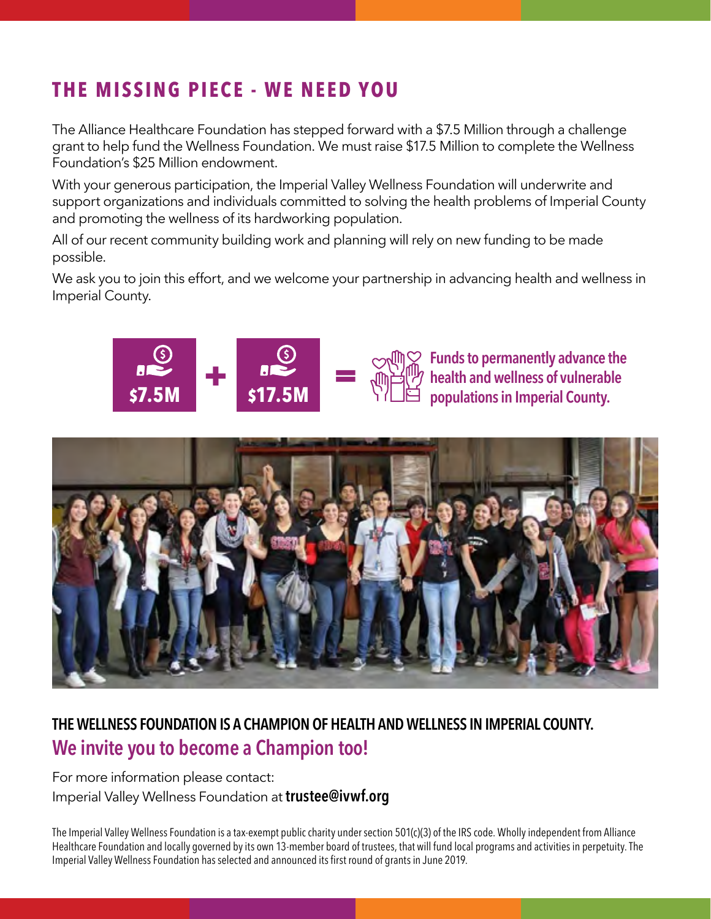## THE MISSING PIECE - WE NEED YOU

The Alliance Healthcare Foundation has stepped forward with a $7.5 Million through a challenge grant to help fund the Wellness Foundation. We must raise $17.5 Million to complete the Wellness Foundation's $25 Million endowment.

With your generous participation, the Imperial Valley Wellness Foundation will underwrite and support organizations and individuals committed to solving the health problems of Imperial County and promoting the wellness of its hardworking population.

All of our recent community building work and planning will rely on new funding to be made possible.

We ask you to join this effort, and we welcome your partnership in advancing health and wellness in Imperial County.

**$7.5M** + **$17.5M** = **Funds to permanently advance the health and wellness of vulnerable populations in Imperial County.**

### THE WELLNESS FOUNDATION IS A CHAMPION OF HEALTH AND WELLNESS IN IMPERIAL COUNTY.

### We invite you to become a Champion too!

For more information please contact:
Imperial Valley Wellness Foundation at **trustee@ivwf.org**

The Imperial Valley Wellness Foundation is a tax-exempt public charity under section 501(c)(3) of the IRS code. Wholly independent from Alliance Healthcare Foundation and locally governed by its own 13-member board of trustees, that will fund local programs and activities in perpetuity. The Imperial Valley Wellness Foundation has selected and announced its first round of grants in June 2019.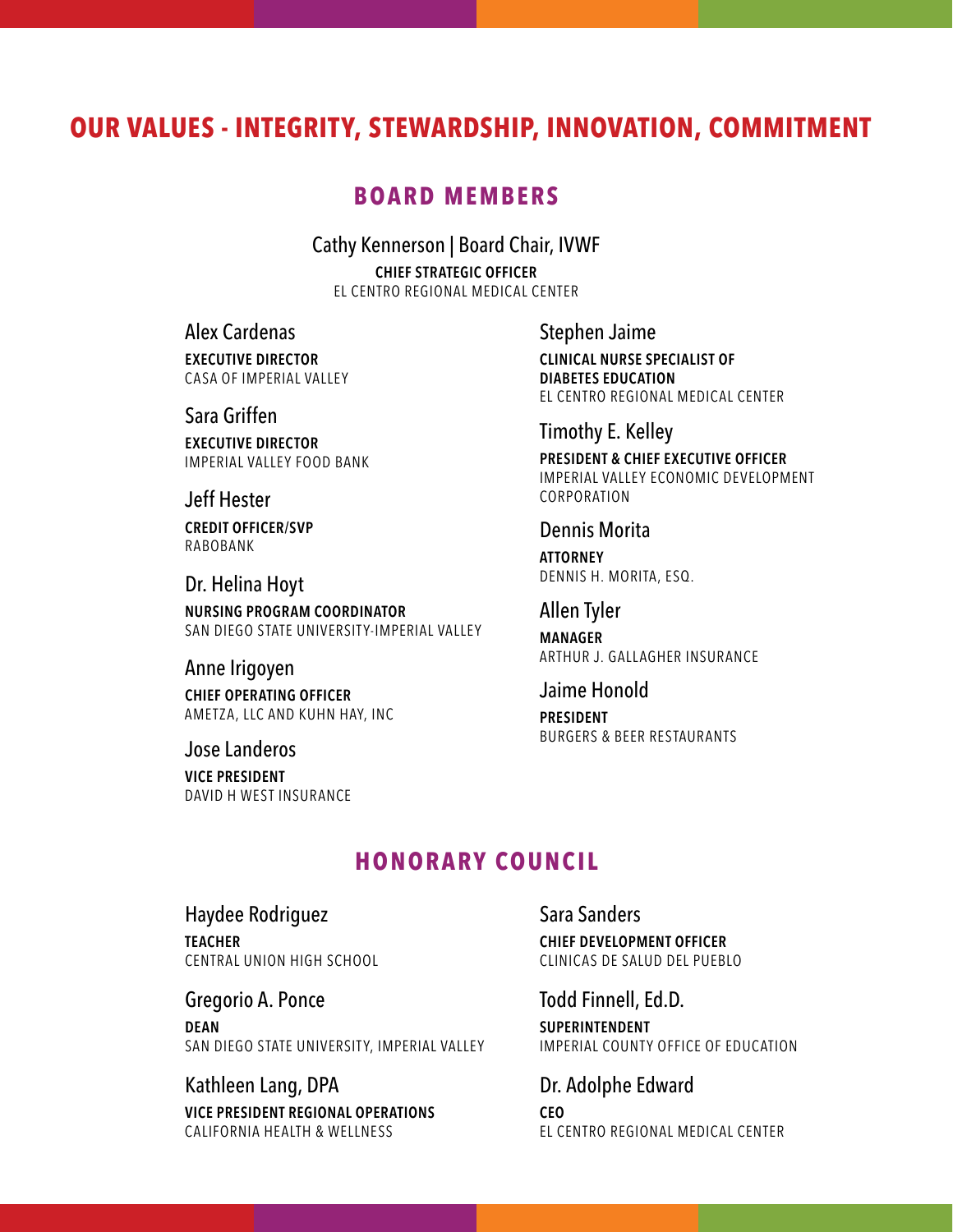# OUR VALUES - INTEGRITY, STEWARDSHIP, INNOVATION, COMMITMENT

## BOARD MEMBERS

Cathy Kennerson | Board Chair, IVWF
**CHIEF STRATEGIC OFFICER**
EL CENTRO REGIONAL MEDICAL CENTER

Alex Cardenas
**EXECUTIVE DIRECTOR**
CASA OF IMPERIAL VALLEY

Sara Griffen
**EXECUTIVE DIRECTOR**
IMPERIAL VALLEY FOOD BANK

Jeff Hester
**CREDIT OFFICER/SVP**
RABOBANK

Dr. Helina Hoyt
**NURSING PROGRAM COORDINATOR**
SAN DIEGO STATE UNIVERSITY-IMPERIAL VALLEY

Anne Irigoyen
**CHIEF OPERATING OFFICER**
AMETZA, LLC AND KUHN HAY, INC

Jose Landeros
**VICE PRESIDENT**
DAVID H WEST INSURANCE

Stephen Jaime
**CLINICAL NURSE SPECIALIST OF DIABETES EDUCATION**
EL CENTRO REGIONAL MEDICAL CENTER

Timothy E. Kelley
**PRESIDENT & CHIEF EXECUTIVE OFFICER**
IMPERIAL VALLEY ECONOMIC DEVELOPMENT CORPORATION

Dennis Morita
**ATTORNEY**
DENNIS H. MORITA, ESQ.

Allen Tyler
**MANAGER**
ARTHUR J. GALLAGHER INSURANCE

Jaime Honold
**PRESIDENT**
BURGERS & BEER RESTAURANTS

## HONORARY COUNCIL

Haydee Rodriguez
**TEACHER**
CENTRAL UNION HIGH SCHOOL

Gregorio A. Ponce
**DEAN**
SAN DIEGO STATE UNIVERSITY, IMPERIAL VALLEY

Kathleen Lang, DPA
**VICE PRESIDENT REGIONAL OPERATIONS**
CALIFORNIA HEALTH & WELLNESS

Sara Sanders
**CHIEF DEVELOPMENT OFFICER**
CLINICAS DE SALUD DEL PUEBLO

Todd Finnell, Ed.D.
**SUPERINTENDENT**
IMPERIAL COUNTY OFFICE OF EDUCATION

Dr. Adolphe Edward
**CEO**
EL CENTRO REGIONAL MEDICAL CENTER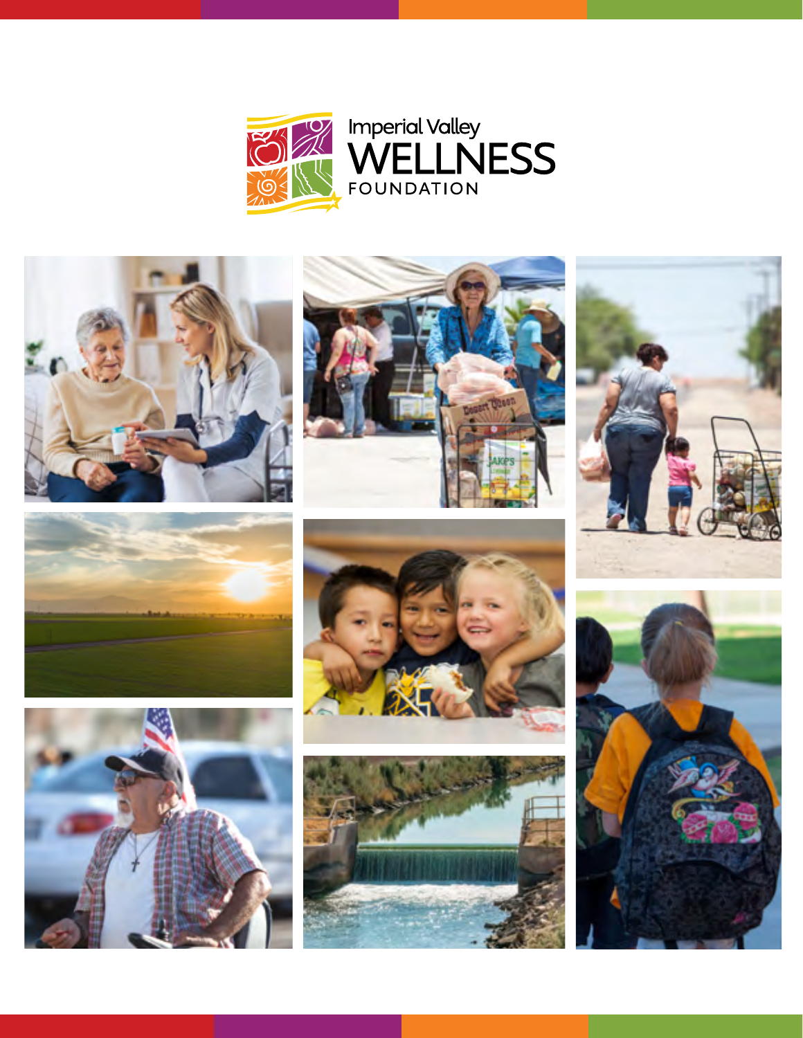Imperial Valley

WELLNESS

FOUNDATION